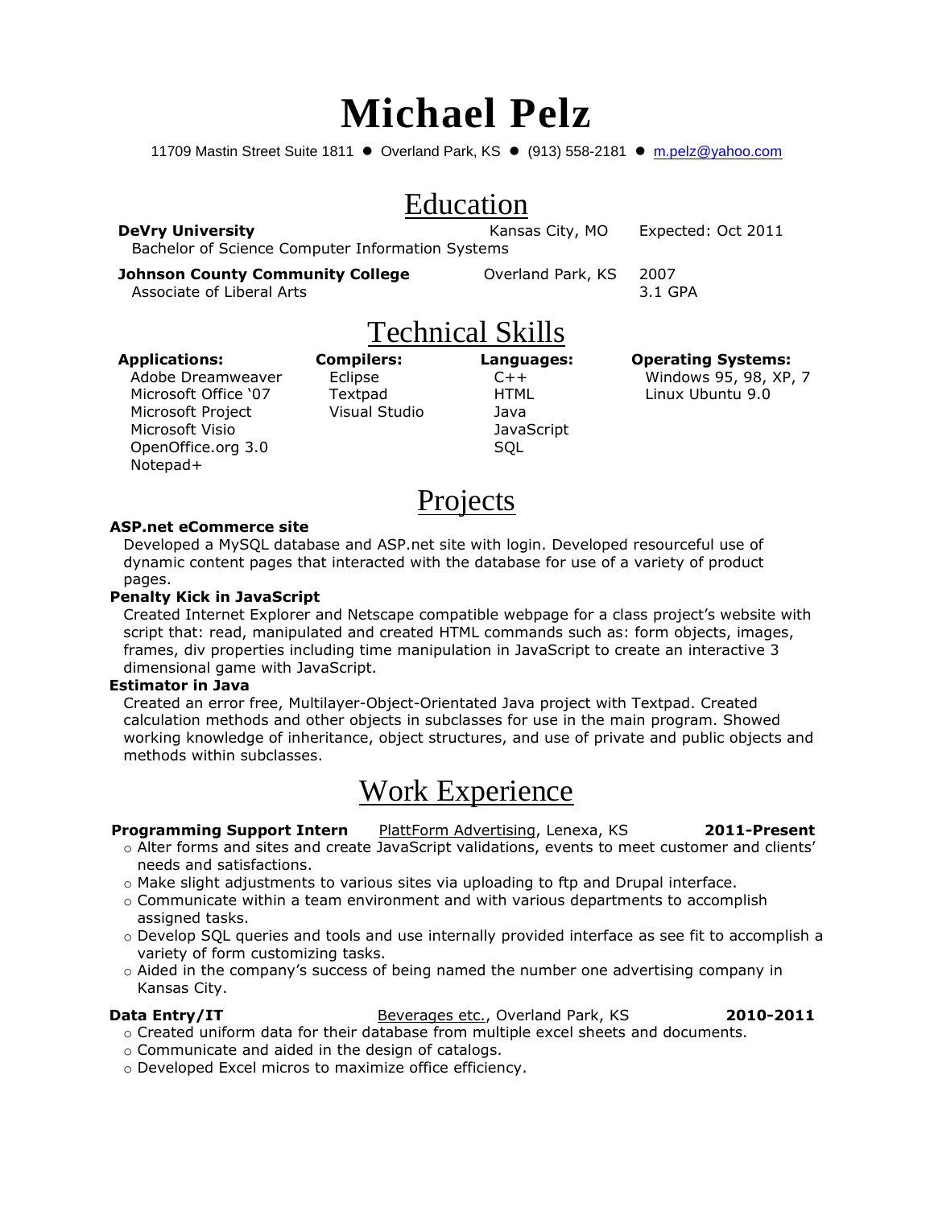# Michael Pelz

11709 Mastin Street Suite 1811 ● Overland Park, KS ● (913) 558-2181 ● m.pelz@yahoo.com

## Education

**DeVry University** Kansas City, MO Expected: Oct 2011
Bachelor of Science Computer Information Systems

**Johnson County Community College** Overland Park, KS 2007
Associate of Liberal Arts 3.1 GPA

## Technical Skills

| Applications: | Compilers: | Languages: | Operating Systems: |
|---|---|---|---|
| Adobe Dreamweaver | Eclipse | C++ | Windows 95, 98, XP, 7 |
| Microsoft Office '07 | Textpad | HTML | Linux Ubuntu 9.0 |
| Microsoft Project | Visual Studio | Java | |
| Microsoft Visio | | JavaScript | |
| OpenOffice.org 3.0 | | SQL | |
| Notepad+ | | | |

## Projects

**ASP.net eCommerce site**
Developed a MySQL database and ASP.net site with login. Developed resourceful use of dynamic content pages that interacted with the database for use of a variety of product pages.

**Penalty Kick in JavaScript**
Created Internet Explorer and Netscape compatible webpage for a class project's website with script that: read, manipulated and created HTML commands such as: form objects, images, frames, div properties including time manipulation in JavaScript to create an interactive 3 dimensional game with JavaScript.

**Estimator in Java**
Created an error free, Multilayer-Object-Orientated Java project with Textpad. Created calculation methods and other objects in subclasses for use in the main program. Showed working knowledge of inheritance, object structures, and use of private and public objects and methods within subclasses.

## Work Experience

**Programming Support Intern** PlattForm Advertising, Lenexa, KS **2011-Present**

- Alter forms and sites and create JavaScript validations, events to meet customer and clients' needs and satisfactions.
- Make slight adjustments to various sites via uploading to ftp and Drupal interface.
- Communicate within a team environment and with various departments to accomplish assigned tasks.
- Develop SQL queries and tools and use internally provided interface as see fit to accomplish a variety of form customizing tasks.
- Aided in the company's success of being named the number one advertising company in Kansas City.

**Data Entry/IT** Beverages etc., Overland Park, KS **2010-2011**

- Created uniform data for their database from multiple excel sheets and documents.
- Communicate and aided in the design of catalogs.
- Developed Excel micros to maximize office efficiency.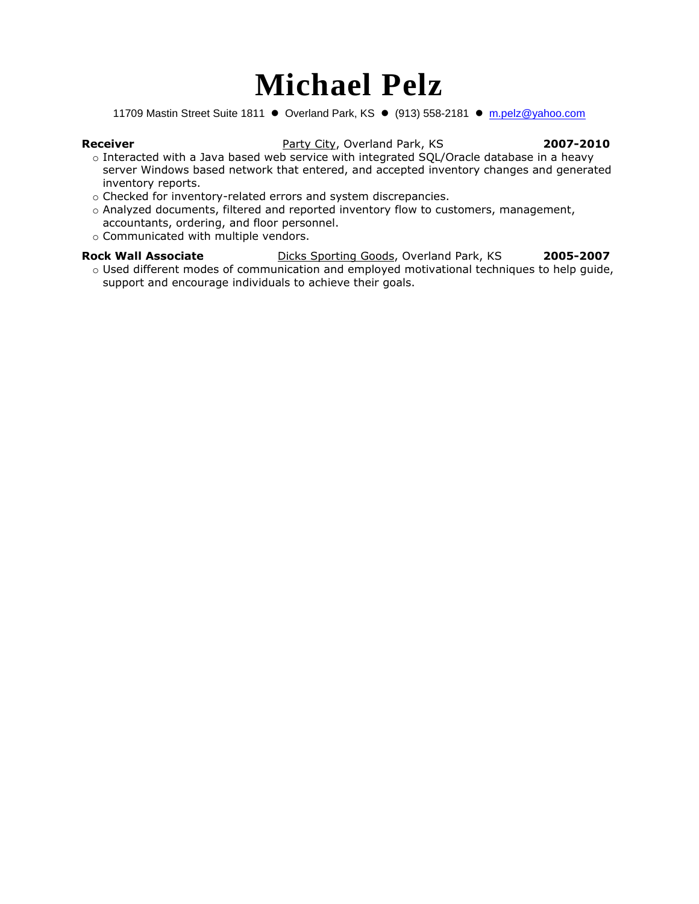# Michael Pelz

11709 Mastin Street Suite 1811 ● Overland Park, KS ● (913) 558-2181 ● m.pelz@yahoo.com

**Receiver** | Party City, Overland Park, KS | **2007-2010**

- Interacted with a Java based web service with integrated SQL/Oracle database in a heavy server Windows based network that entered, and accepted inventory changes and generated inventory reports.
- Checked for inventory-related errors and system discrepancies.
- Analyzed documents, filtered and reported inventory flow to customers, management, accountants, ordering, and floor personnel.
- Communicated with multiple vendors.

**Rock Wall Associate** | Dicks Sporting Goods, Overland Park, KS | **2005-2007**

- Used different modes of communication and employed motivational techniques to help guide, support and encourage individuals to achieve their goals.